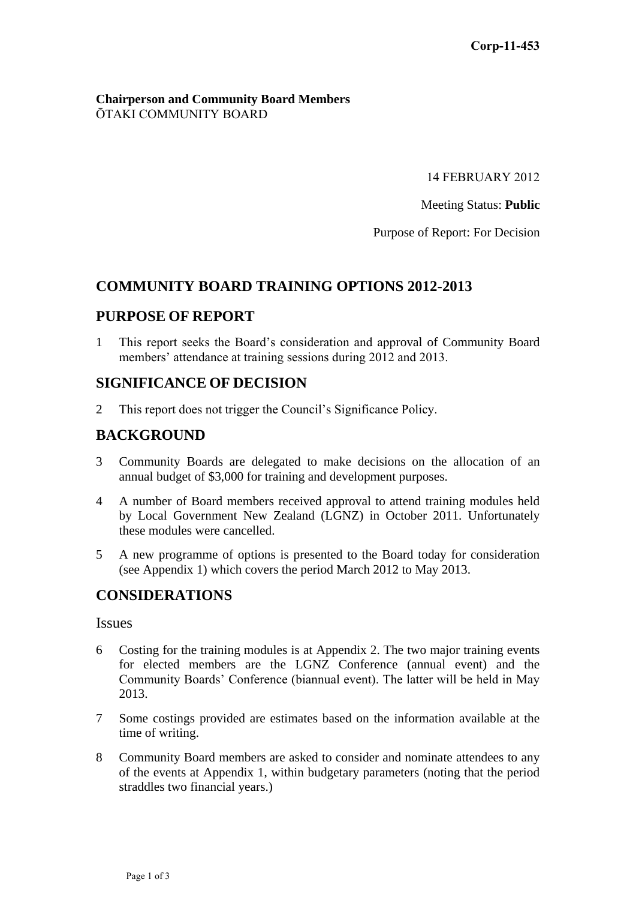**Corp-11-453**

**Chairperson and Community Board Members**
ŌTAKI COMMUNITY BOARD

14 FEBRUARY 2012

Meeting Status: **Public**

Purpose of Report: For Decision

# COMMUNITY BOARD TRAINING OPTIONS 2012-2013

## PURPOSE OF REPORT

1 This report seeks the Board's consideration and approval of Community Board members' attendance at training sessions during 2012 and 2013.

## SIGNIFICANCE OF DECISION

2 This report does not trigger the Council's Significance Policy.

## BACKGROUND

3 Community Boards are delegated to make decisions on the allocation of an annual budget of $3,000 for training and development purposes.

4 A number of Board members received approval to attend training modules held by Local Government New Zealand (LGNZ) in October 2011. Unfortunately these modules were cancelled.

5 A new programme of options is presented to the Board today for consideration (see Appendix 1) which covers the period March 2012 to May 2013.

## CONSIDERATIONS

### Issues

6 Costing for the training modules is at Appendix 2. The two major training events for elected members are the LGNZ Conference (annual event) and the Community Boards' Conference (biannual event). The latter will be held in May 2013.

7 Some costings provided are estimates based on the information available at the time of writing.

8 Community Board members are asked to consider and nominate attendees to any of the events at Appendix 1, within budgetary parameters (noting that the period straddles two financial years.)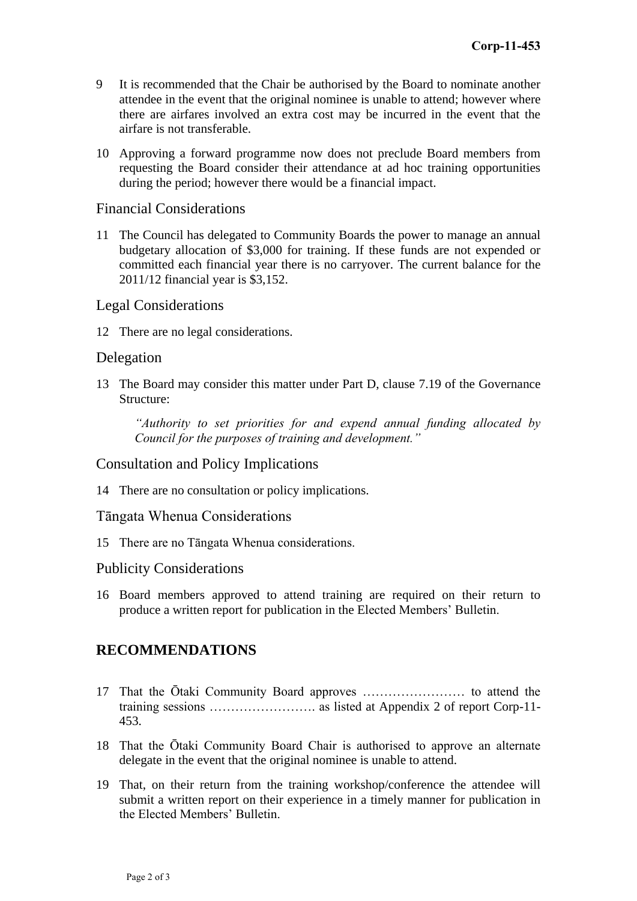9 It is recommended that the Chair be authorised by the Board to nominate another attendee in the event that the original nominee is unable to attend; however where there are airfares involved an extra cost may be incurred in the event that the airfare is not transferable.

10 Approving a forward programme now does not preclude Board members from requesting the Board consider their attendance at ad hoc training opportunities during the period; however there would be a financial impact.

## Financial Considerations

11 The Council has delegated to Community Boards the power to manage an annual budgetary allocation of $3,000 for training. If these funds are not expended or committed each financial year there is no carryover. The current balance for the 2011/12 financial year is $3,152.

## Legal Considerations

12 There are no legal considerations.

## Delegation

13 The Board may consider this matter under Part D, clause 7.19 of the Governance Structure:

> *"Authority to set priorities for and expend annual funding allocated by Council for the purposes of training and development."*

## Consultation and Policy Implications

14 There are no consultation or policy implications.

## Tāngata Whenua Considerations

15 There are no Tāngata Whenua considerations.

## Publicity Considerations

16 Board members approved to attend training are required on their return to produce a written report for publication in the Elected Members' Bulletin.

## RECOMMENDATIONS

17 That the Ōtaki Community Board approves …………………… to attend the training sessions ……………………. as listed at Appendix 2 of report Corp-11-453.

18 That the Ōtaki Community Board Chair is authorised to approve an alternate delegate in the event that the original nominee is unable to attend.

19 That, on their return from the training workshop/conference the attendee will submit a written report on their experience in a timely manner for publication in the Elected Members' Bulletin.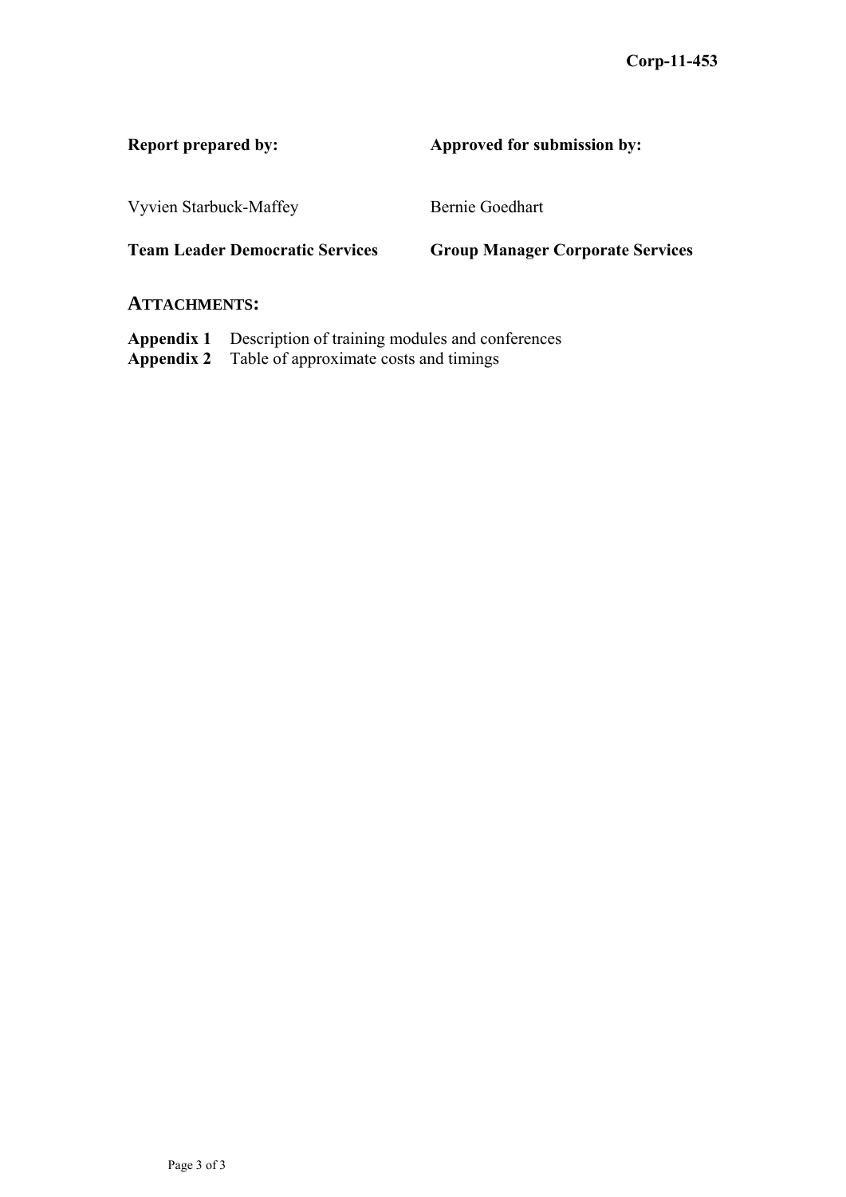| **Report prepared by:** | **Approved for submission by:** |
| --- | --- |
| Vyvien Starbuck-Maffey | Bernie Goedhart |
| **Team Leader Democratic Services** | **Group Manager Corporate Services** |

## ATTACHMENTS:

**Appendix 1** Description of training modules and conferences
**Appendix 2** Table of approximate costs and timings